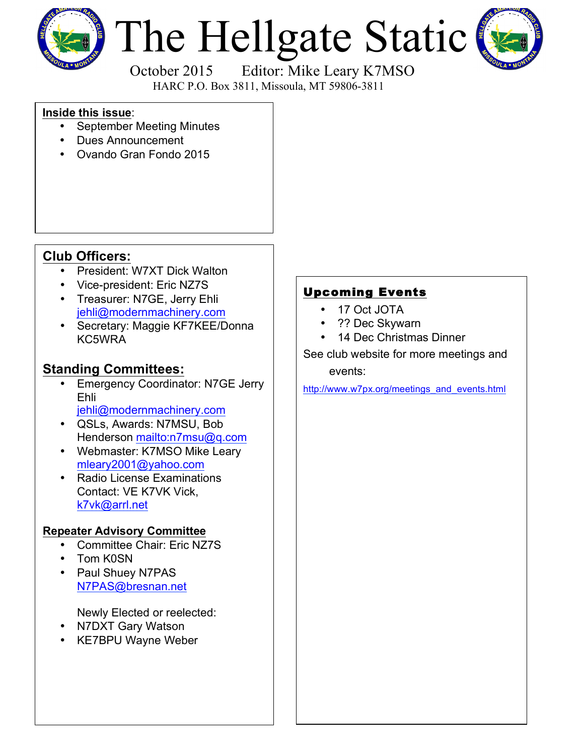# The Hellgate Static

October 2015 Editor: Mike Leary K7MSO

HARC P.O. Box 3811, Missoula, MT 59806-3811

**Inside this issue**:

- September Meeting Minutes
- Dues Announcement
- Ovando Gran Fondo 2015

## Club Officers:

- President: W7XT Dick Walton
- Vice-president: Eric NZ7S
- Treasurer: N7GE, Jerry Ehli jehli@modernmachinery.com
- Secretary: Maggie KF7KEE/Donna KC5WRA

## Standing Committees:

- Emergency Coordinator: N7GE Jerry Ehli jehli@modernmachinery.com
- QSLs, Awards: N7MSU, Bob Henderson mailto:n7msu@q.com
- Webmaster: K7MSO Mike Leary mleary2001@yahoo.com
- Radio License Examinations Contact: VE K7VK Vick, k7vk@arrl.net

### Repeater Advisory Committee

- Committee Chair: Eric NZ7S
- Tom K0SN
- Paul Shuey N7PAS N7PAS@bresnan.net

Newly Elected or reelected:

- N7DXT Gary Watson
- KE7BPU Wayne Weber

## Upcoming Events

- 17 Oct JOTA
- ?? Dec Skywarn
- 14 Dec Christmas Dinner

See club website for more meetings and events:

http://www.w7px.org/meetings_and_events.html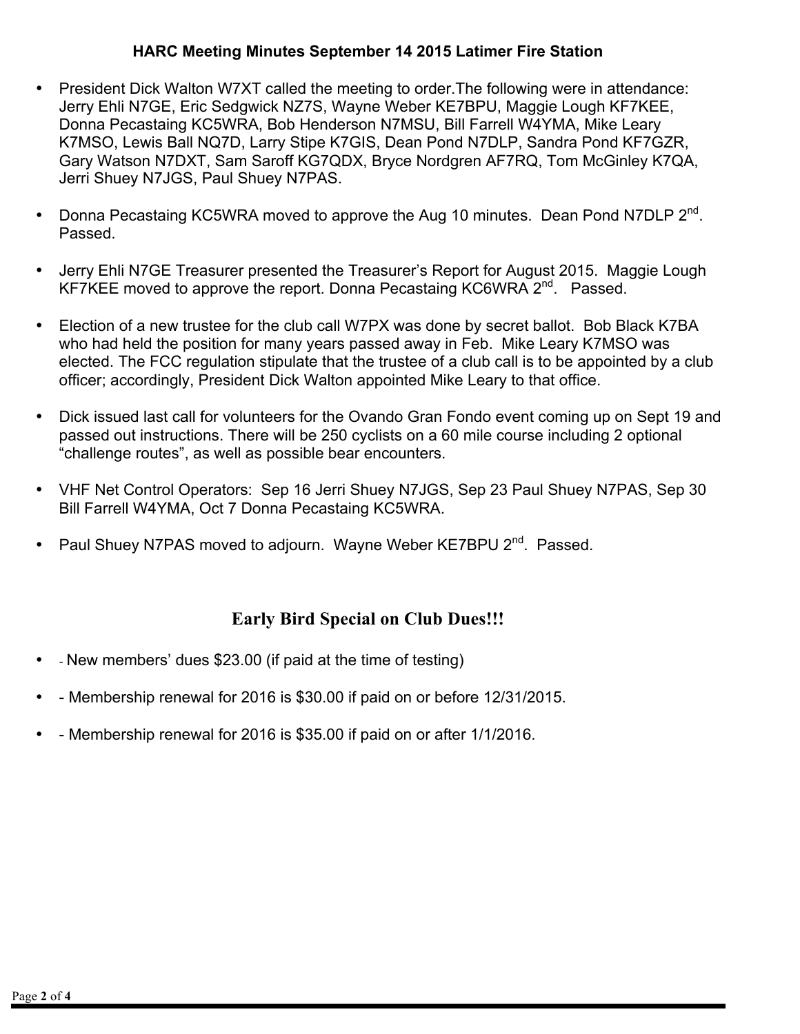### HARC Meeting Minutes September 14 2015 Latimer Fire Station

- President Dick Walton W7XT called the meeting to order.The following were in attendance: Jerry Ehli N7GE, Eric Sedgwick NZ7S, Wayne Weber KE7BPU, Maggie Lough KF7KEE, Donna Pecastaing KC5WRA, Bob Henderson N7MSU, Bill Farrell W4YMA, Mike Leary K7MSO, Lewis Ball NQ7D, Larry Stipe K7GIS, Dean Pond N7DLP, Sandra Pond KF7GZR, Gary Watson N7DXT, Sam Saroff KG7QDX, Bryce Nordgren AF7RQ, Tom McGinley K7QA, Jerri Shuey N7JGS, Paul Shuey N7PAS.

- Donna Pecastaing KC5WRA moved to approve the Aug 10 minutes. Dean Pond N7DLP 2nd. Passed.

- Jerry Ehli N7GE Treasurer presented the Treasurer's Report for August 2015. Maggie Lough KF7KEE moved to approve the report. Donna Pecastaing KC6WRA 2nd. Passed.

- Election of a new trustee for the club call W7PX was done by secret ballot. Bob Black K7BA who had held the position for many years passed away in Feb. Mike Leary K7MSO was elected. The FCC regulation stipulate that the trustee of a club call is to be appointed by a club officer; accordingly, President Dick Walton appointed Mike Leary to that office.

- Dick issued last call for volunteers for the Ovando Gran Fondo event coming up on Sept 19 and passed out instructions. There will be 250 cyclists on a 60 mile course including 2 optional "challenge routes", as well as possible bear encounters.

- VHF Net Control Operators: Sep 16 Jerri Shuey N7JGS, Sep 23 Paul Shuey N7PAS, Sep 30 Bill Farrell W4YMA, Oct 7 Donna Pecastaing KC5WRA.

- Paul Shuey N7PAS moved to adjourn. Wayne Weber KE7BPU 2nd. Passed.

## Early Bird Special on Club Dues!!!

- - New members' dues $23.00 (if paid at the time of testing)
- - Membership renewal for 2016 is $30.00 if paid on or before 12/31/2015.
- - Membership renewal for 2016 is $35.00 if paid on or after 1/1/2016.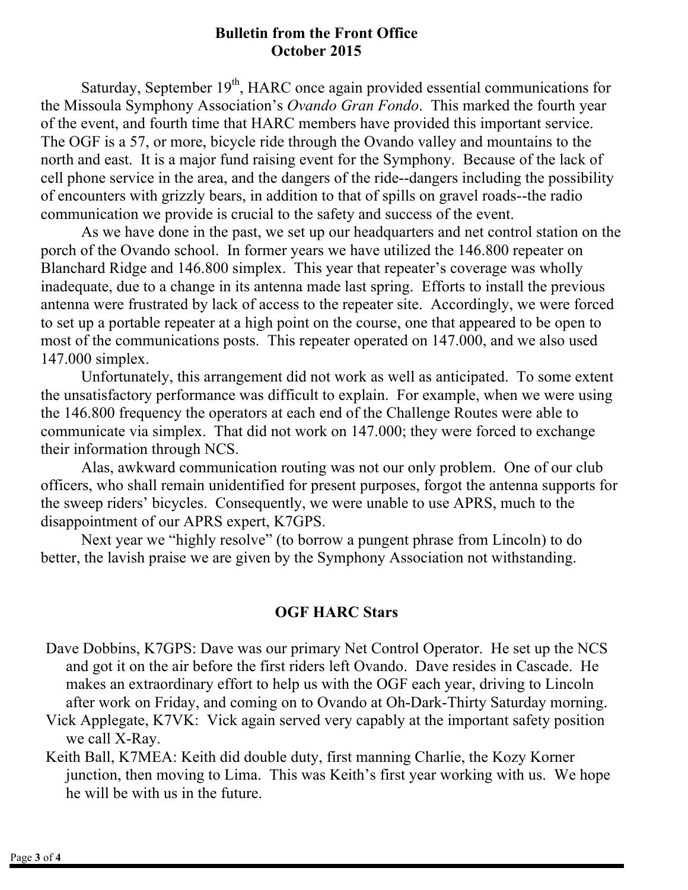## Bulletin from the Front Office
## October 2015

Saturday, September 19th, HARC once again provided essential communications for the Missoula Symphony Association's *Ovando Gran Fondo*. This marked the fourth year of the event, and fourth time that HARC members have provided this important service. The OGF is a 57, or more, bicycle ride through the Ovando valley and mountains to the north and east. It is a major fund raising event for the Symphony. Because of the lack of cell phone service in the area, and the dangers of the ride--dangers including the possibility of encounters with grizzly bears, in addition to that of spills on gravel roads--the radio communication we provide is crucial to the safety and success of the event.

As we have done in the past, we set up our headquarters and net control station on the porch of the Ovando school. In former years we have utilized the 146.800 repeater on Blanchard Ridge and 146.800 simplex. This year that repeater's coverage was wholly inadequate, due to a change in its antenna made last spring. Efforts to install the previous antenna were frustrated by lack of access to the repeater site. Accordingly, we were forced to set up a portable repeater at a high point on the course, one that appeared to be open to most of the communications posts. This repeater operated on 147.000, and we also used 147.000 simplex.

Unfortunately, this arrangement did not work as well as anticipated. To some extent the unsatisfactory performance was difficult to explain. For example, when we were using the 146.800 frequency the operators at each end of the Challenge Routes were able to communicate via simplex. That did not work on 147.000; they were forced to exchange their information through NCS.

Alas, awkward communication routing was not our only problem. One of our club officers, who shall remain unidentified for present purposes, forgot the antenna supports for the sweep riders' bicycles. Consequently, we were unable to use APRS, much to the disappointment of our APRS expert, K7GPS.

Next year we "highly resolve" (to borrow a pungent phrase from Lincoln) to do better, the lavish praise we are given by the Symphony Association not withstanding.

### OGF HARC Stars

Dave Dobbins, K7GPS: Dave was our primary Net Control Operator. He set up the NCS and got it on the air before the first riders left Ovando. Dave resides in Cascade. He makes an extraordinary effort to help us with the OGF each year, driving to Lincoln after work on Friday, and coming on to Ovando at Oh-Dark-Thirty Saturday morning.

Vick Applegate, K7VK: Vick again served very capably at the important safety position we call X-Ray.

Keith Ball, K7MEA: Keith did double duty, first manning Charlie, the Kozy Korner junction, then moving to Lima. This was Keith's first year working with us. We hope he will be with us in the future.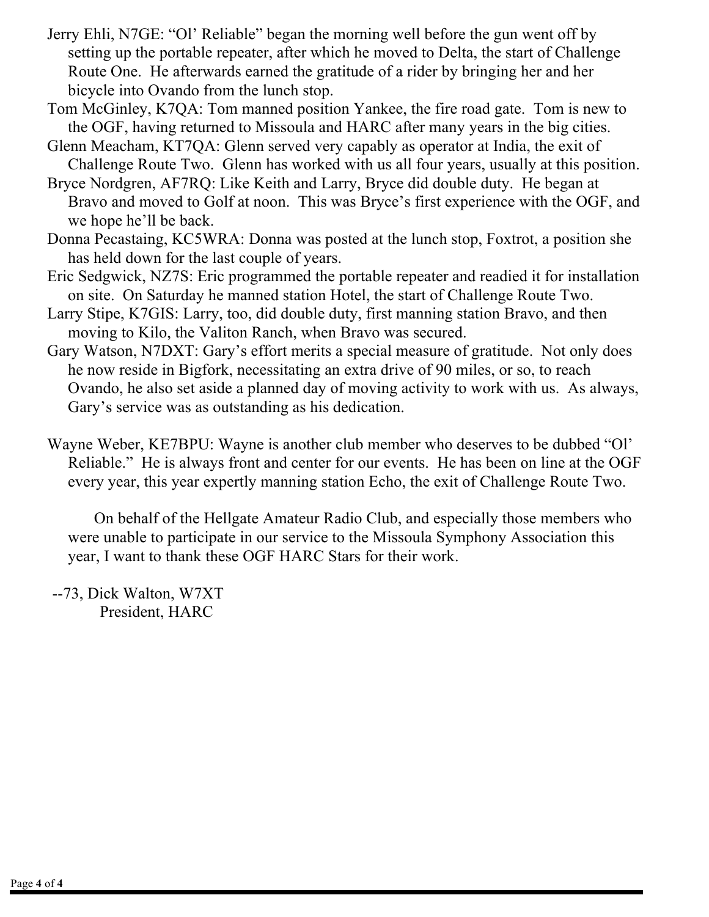Jerry Ehli, N7GE: “Ol’ Reliable” began the morning well before the gun went off by setting up the portable repeater, after which he moved to Delta, the start of Challenge Route One. He afterwards earned the gratitude of a rider by bringing her and her bicycle into Ovando from the lunch stop.

Tom McGinley, K7QA: Tom manned position Yankee, the fire road gate. Tom is new to the OGF, having returned to Missoula and HARC after many years in the big cities.

Glenn Meacham, KT7QA: Glenn served very capably as operator at India, the exit of Challenge Route Two. Glenn has worked with us all four years, usually at this position.

Bryce Nordgren, AF7RQ: Like Keith and Larry, Bryce did double duty. He began at Bravo and moved to Golf at noon. This was Bryce’s first experience with the OGF, and we hope he’ll be back.

Donna Pecastaing, KC5WRA: Donna was posted at the lunch stop, Foxtrot, a position she has held down for the last couple of years.

Eric Sedgwick, NZ7S: Eric programmed the portable repeater and readied it for installation on site. On Saturday he manned station Hotel, the start of Challenge Route Two.

Larry Stipe, K7GIS: Larry, too, did double duty, first manning station Bravo, and then moving to Kilo, the Valiton Ranch, when Bravo was secured.

Gary Watson, N7DXT: Gary’s effort merits a special measure of gratitude. Not only does he now reside in Bigfork, necessitating an extra drive of 90 miles, or so, to reach Ovando, he also set aside a planned day of moving activity to work with us. As always, Gary’s service was as outstanding as his dedication.

Wayne Weber, KE7BPU: Wayne is another club member who deserves to be dubbed “Ol’ Reliable.” He is always front and center for our events. He has been on line at the OGF every year, this year expertly manning station Echo, the exit of Challenge Route Two.

On behalf of the Hellgate Amateur Radio Club, and especially those members who were unable to participate in our service to the Missoula Symphony Association this year, I want to thank these OGF HARC Stars for their work.

--73, Dick Walton, W7XT
President, HARC